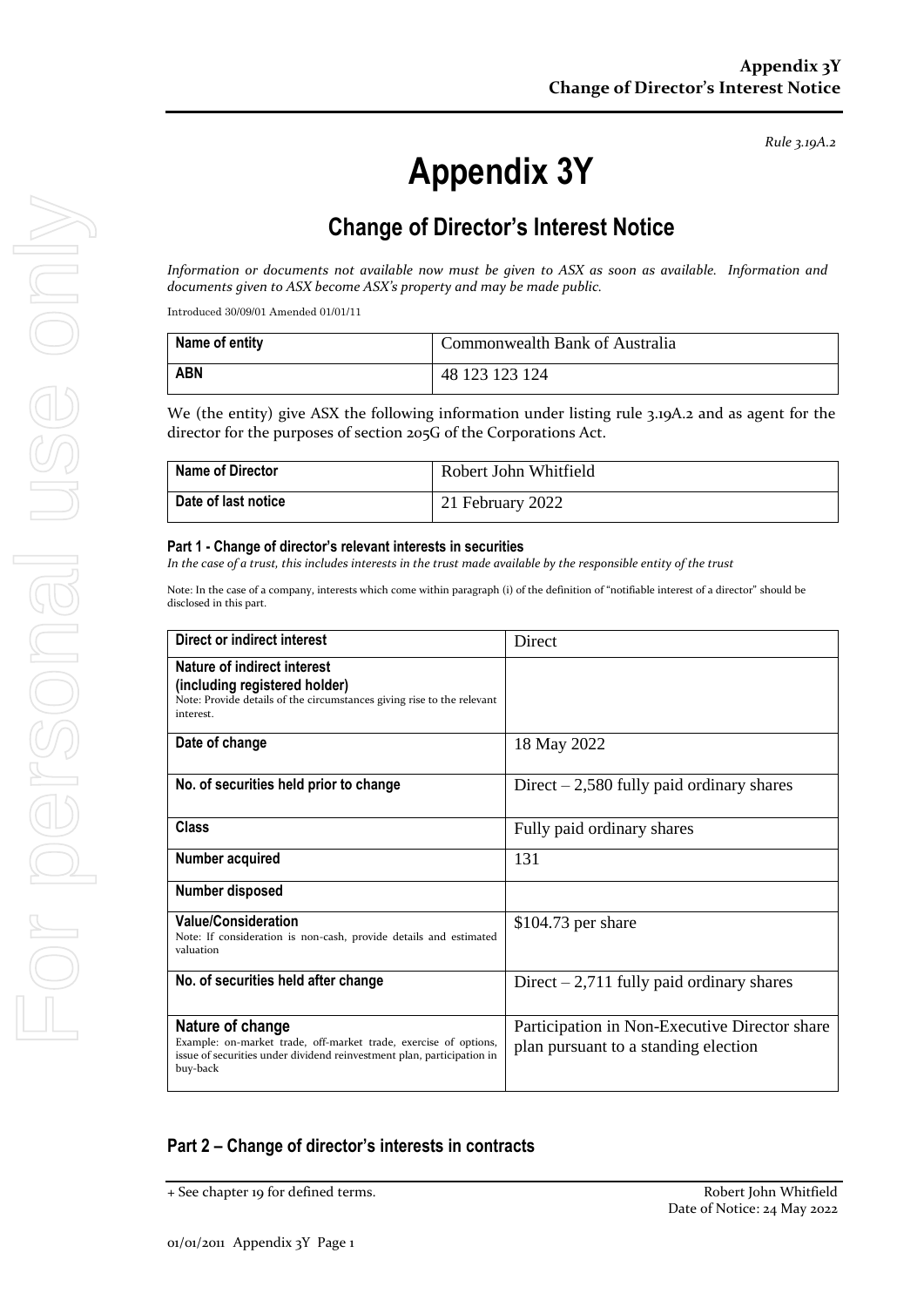*Rule 3.19A.2*

# Appendix 3Y

## Change of Director's Interest Notice

*Information or documents not available now must be given to ASX as soon as available. Information and documents given to ASX become ASX's property and may be made public.*

Introduced 30/09/01 Amended 01/01/11

| Name of entity | Commonwealth Bank of Australia |
| --- | --- |
| ABN | 48 123 123 124 |

We (the entity) give ASX the following information under listing rule 3.19A.2 and as agent for the director for the purposes of section 205G of the Corporations Act.

| Name of Director | Robert John Whitfield |
| --- | --- |
| Date of last notice | 21 February 2022 |

### Part 1 - Change of director's relevant interests in securities

*In the case of a trust, this includes interests in the trust made available by the responsible entity of the trust*

Note: In the case of a company, interests which come within paragraph (i) of the definition of "notifiable interest of a director" should be disclosed in this part.

| Direct or indirect interest | Direct |
| --- | --- |
| **Nature of indirect interest (including registered holder)**<br>Note: Provide details of the circumstances giving rise to the relevant interest. | |
| **Date of change** | 18 May 2022 |
| **No. of securities held prior to change** | Direct – 2,580 fully paid ordinary shares |
| **Class** | Fully paid ordinary shares |
| **Number acquired** | 131 |
| **Number disposed** | |
| **Value/Consideration**<br>Note: If consideration is non-cash, provide details and estimated valuation | $104.73 per share |
| **No. of securities held after change** | Direct – 2,711 fully paid ordinary shares |
| **Nature of change**<br>Example: on-market trade, off-market trade, exercise of options, issue of securities under dividend reinvestment plan, participation in buy-back | Participation in Non-Executive Director share plan pursuant to a standing election |

### Part 2 – Change of director's interests in contracts

+ See chapter 19 for defined terms.

Robert John Whitfield
Date of Notice: 24 May 2022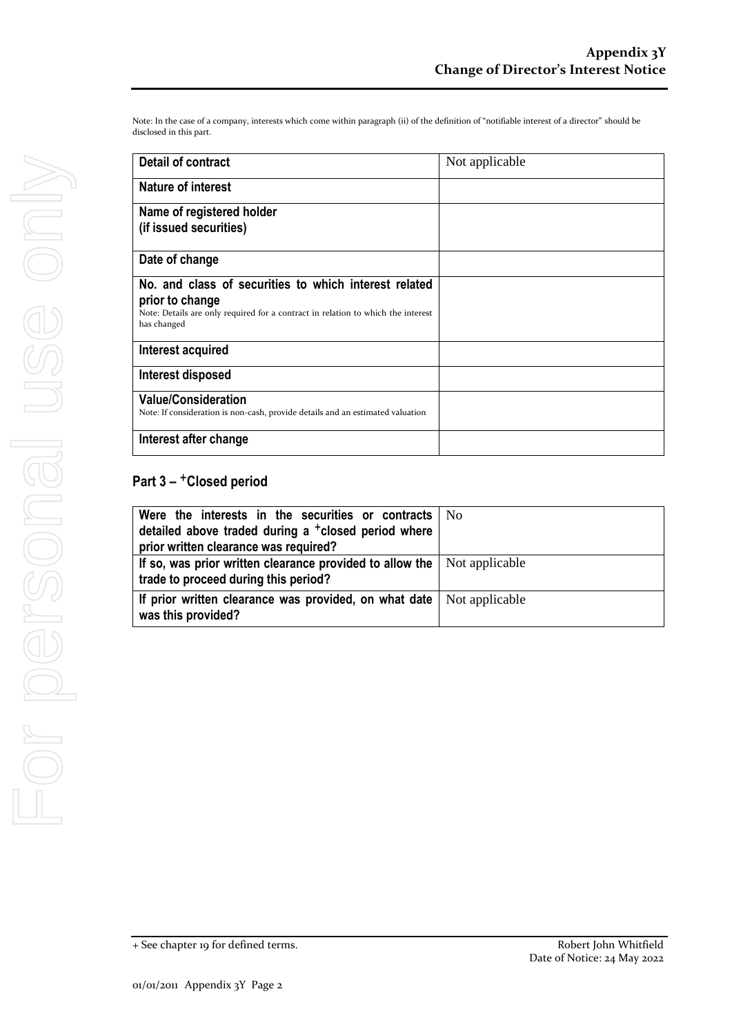Note: In the case of a company, interests which come within paragraph (ii) of the definition of "notifiable interest of a director" should be disclosed in this part.

| | |
|---|---|
| **Detail of contract** | Not applicable |
| **Nature of interest** | |
| **Name of registered holder (if issued securities)** | |
| **Date of change** | |
| **No. and class of securities to which interest related prior to change** Note: Details are only required for a contract in relation to which the interest has changed | |
| **Interest acquired** | |
| **Interest disposed** | |
| **Value/Consideration** Note: If consideration is non-cash, provide details and an estimated valuation | |
| **Interest after change** | |

## Part 3 – +Closed period

| | |
|---|---|
| **Were the interests in the securities or contracts detailed above traded during a +closed period where prior written clearance was required?** | No |
| **If so, was prior written clearance provided to allow the trade to proceed during this period?** | Not applicable |
| **If prior written clearance was provided, on what date was this provided?** | Not applicable |

+ See chapter 19 for defined terms.

Robert John Whitfield
Date of Notice: 24 May 2022